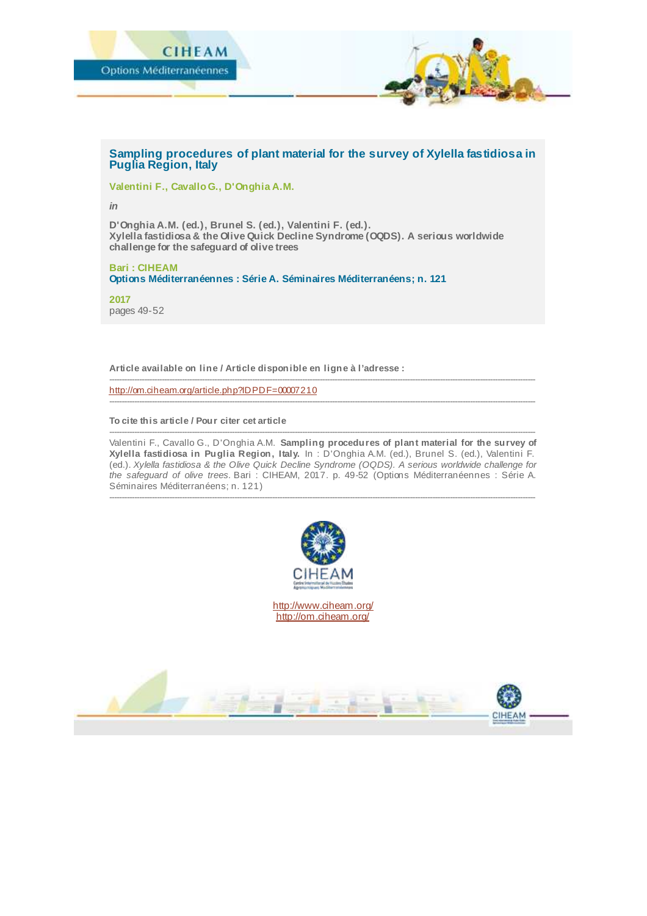# Sampling procedures of plant material for the survey of Xylella fastidiosa in Puglia Region, Italy

**Valentini F., Cavallo G., D'Onghia A.M.**

*in*

**D'Onghia A.M. (ed.), Brunel S. (ed.), Valentini F. (ed.).**
**Xylella fastidiosa & the Olive Quick Decline Syndrome (OQDS). A serious worldwide challenge for the safeguard of olive trees**

**Bari : CIHEAM**
**Options Méditerranéennes : Série A. Séminaires Méditerranéens; n. 121**

**2017**
pages 49-52

---

**Article available on line / Article disponible en ligne à l'adresse :**

---

http://om.ciheam.org/article.php?IDPDF=00007210

---

**To cite this article / Pour citer cet article**

---

Valentini F., Cavallo G., D'Onghia A.M. **Sampling procedures of plant material for the survey of Xylella fastidiosa in Puglia Region, Italy.** In : D'Onghia A.M. (ed.), Brunel S. (ed.), Valentini F. (ed.). *Xylella fastidiosa & the Olive Quick Decline Syndrome (OQDS). A serious worldwide challenge for the safeguard of olive trees.* Bari : CIHEAM, 2017. p. 49-52 (Options Méditerranéennes : Série A. Séminaires Méditerranéens; n. 121)

---

http://www.ciheam.org/
http://om.ciheam.org/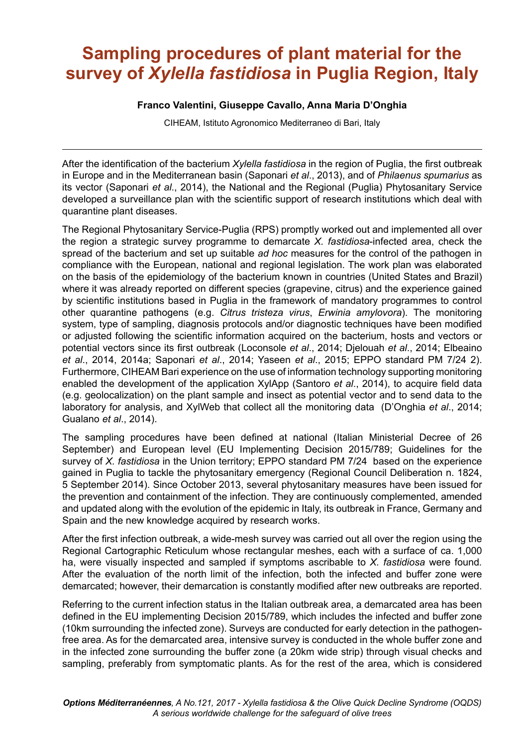# Sampling procedures of plant material for the survey of *Xylella fastidiosa* in Puglia Region, Italy

**Franco Valentini, Giuseppe Cavallo, Anna Maria D'Onghia**

CIHEAM, Istituto Agronomico Mediterraneo di Bari, Italy

---

After the identification of the bacterium *Xylella fastidiosa* in the region of Puglia, the first outbreak in Europe and in the Mediterranean basin (Saponari *et al*., 2013), and of *Philaenus spumarius* as its vector (Saponari *et al*., 2014), the National and the Regional (Puglia) Phytosanitary Service developed a surveillance plan with the scientific support of research institutions which deal with quarantine plant diseases.

The Regional Phytosanitary Service-Puglia (RPS) promptly worked out and implemented all over the region a strategic survey programme to demarcate *X. fastidiosa*-infected area, check the spread of the bacterium and set up suitable *ad hoc* measures for the control of the pathogen in compliance with the European, national and regional legislation. The work plan was elaborated on the basis of the epidemiology of the bacterium known in countries (United States and Brazil) where it was already reported on different species (grapevine, citrus) and the experience gained by scientific institutions based in Puglia in the framework of mandatory programmes to control other quarantine pathogens (e.g. *Citrus tristeza virus*, *Erwinia amylovora*). The monitoring system, type of sampling, diagnosis protocols and/or diagnostic techniques have been modified or adjusted following the scientific information acquired on the bacterium, hosts and vectors or potential vectors since its first outbreak (Loconsole *et al*., 2014; Djelouah *et al*., 2014; Elbeaino *et al*., 2014, 2014a; Saponari *et al*., 2014; Yaseen *et al*., 2015; EPPO standard PM 7/24 2). Furthermore, CIHEAM Bari experience on the use of information technology supporting monitoring enabled the development of the application XylApp (Santoro *et al*., 2014), to acquire field data (e.g. geolocalization) on the plant sample and insect as potential vector and to send data to the laboratory for analysis, and XylWeb that collect all the monitoring data (D'Onghia *et al*., 2014; Gualano *et al*., 2014).

The sampling procedures have been defined at national (Italian Ministerial Decree of 26 September) and European level (EU Implementing Decision 2015/789; Guidelines for the survey of *X. fastidiosa* in the Union territory; EPPO standard PM 7/24 based on the experience gained in Puglia to tackle the phytosanitary emergency (Regional Council Deliberation n. 1824, 5 September 2014). Since October 2013, several phytosanitary measures have been issued for the prevention and containment of the infection. They are continuously complemented, amended and updated along with the evolution of the epidemic in Italy, its outbreak in France, Germany and Spain and the new knowledge acquired by research works.

After the first infection outbreak, a wide-mesh survey was carried out all over the region using the Regional Cartographic Reticulum whose rectangular meshes, each with a surface of ca. 1,000 ha, were visually inspected and sampled if symptoms ascribable to *X. fastidiosa* were found. After the evaluation of the north limit of the infection, both the infected and buffer zone were demarcated; however, their demarcation is constantly modified after new outbreaks are reported.

Referring to the current infection status in the Italian outbreak area, a demarcated area has been defined in the EU implementing Decision 2015/789, which includes the infected and buffer zone (10km surrounding the infected zone). Surveys are conducted for early detection in the pathogen-free area. As for the demarcated area, intensive survey is conducted in the whole buffer zone and in the infected zone surrounding the buffer zone (a 20km wide strip) through visual checks and sampling, preferably from symptomatic plants. As for the rest of the area, which is considered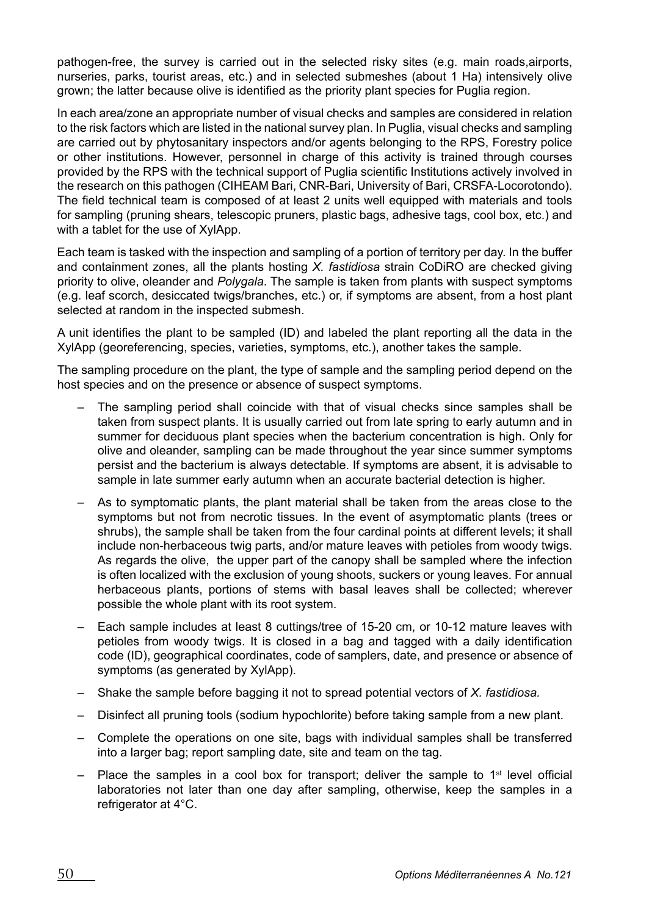pathogen-free, the survey is carried out in the selected risky sites (e.g. main roads,airports, nurseries, parks, tourist areas, etc.) and in selected submeshes (about 1 Ha) intensively olive grown; the latter because olive is identified as the priority plant species for Puglia region.

In each area/zone an appropriate number of visual checks and samples are considered in relation to the risk factors which are listed in the national survey plan. In Puglia, visual checks and sampling are carried out by phytosanitary inspectors and/or agents belonging to the RPS, Forestry police or other institutions. However, personnel in charge of this activity is trained through courses provided by the RPS with the technical support of Puglia scientific Institutions actively involved in the research on this pathogen (CIHEAM Bari, CNR-Bari, University of Bari, CRSFA-Locorotondo). The field technical team is composed of at least 2 units well equipped with materials and tools for sampling (pruning shears, telescopic pruners, plastic bags, adhesive tags, cool box, etc.) and with a tablet for the use of XylApp.

Each team is tasked with the inspection and sampling of a portion of territory per day. In the buffer and containment zones, all the plants hosting *X. fastidiosa* strain CoDiRO are checked giving priority to olive, oleander and *Polygala*. The sample is taken from plants with suspect symptoms (e.g. leaf scorch, desiccated twigs/branches, etc.) or, if symptoms are absent, from a host plant selected at random in the inspected submesh.

A unit identifies the plant to be sampled (ID) and labeled the plant reporting all the data in the XylApp (georeferencing, species, varieties, symptoms, etc.), another takes the sample.

The sampling procedure on the plant, the type of sample and the sampling period depend on the host species and on the presence or absence of suspect symptoms.

- The sampling period shall coincide with that of visual checks since samples shall be taken from suspect plants. It is usually carried out from late spring to early autumn and in summer for deciduous plant species when the bacterium concentration is high. Only for olive and oleander, sampling can be made throughout the year since summer symptoms persist and the bacterium is always detectable. If symptoms are absent, it is advisable to sample in late summer early autumn when an accurate bacterial detection is higher.
- As to symptomatic plants, the plant material shall be taken from the areas close to the symptoms but not from necrotic tissues. In the event of asymptomatic plants (trees or shrubs), the sample shall be taken from the four cardinal points at different levels; it shall include non-herbaceous twig parts, and/or mature leaves with petioles from woody twigs. As regards the olive, the upper part of the canopy shall be sampled where the infection is often localized with the exclusion of young shoots, suckers or young leaves. For annual herbaceous plants, portions of stems with basal leaves shall be collected; wherever possible the whole plant with its root system.
- Each sample includes at least 8 cuttings/tree of 15-20 cm, or 10-12 mature leaves with petioles from woody twigs. It is closed in a bag and tagged with a daily identification code (ID), geographical coordinates, code of samplers, date, and presence or absence of symptoms (as generated by XylApp).
- Shake the sample before bagging it not to spread potential vectors of *X. fastidiosa*.
- Disinfect all pruning tools (sodium hypochlorite) before taking sample from a new plant.
- Complete the operations on one site, bags with individual samples shall be transferred into a larger bag; report sampling date, site and team on the tag.
- Place the samples in a cool box for transport; deliver the sample to 1st level official laboratories not later than one day after sampling, otherwise, keep the samples in a refrigerator at 4°C.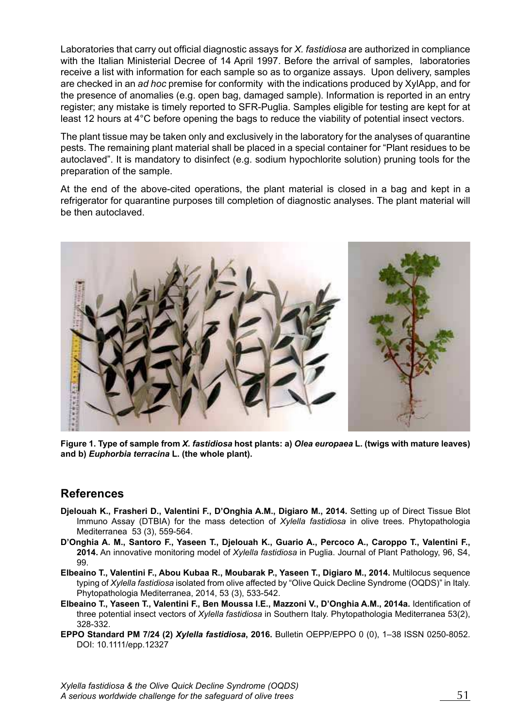Laboratories that carry out official diagnostic assays for *X. fastidiosa* are authorized in compliance with the Italian Ministerial Decree of 14 April 1997. Before the arrival of samples, laboratories receive a list with information for each sample so as to organize assays. Upon delivery, samples are checked in an *ad hoc* premise for conformity with the indications produced by XylApp, and for the presence of anomalies (e.g. open bag, damaged sample). Information is reported in an entry register; any mistake is timely reported to SFR-Puglia. Samples eligible for testing are kept for at least 12 hours at 4°C before opening the bags to reduce the viability of potential insect vectors.

The plant tissue may be taken only and exclusively in the laboratory for the analyses of quarantine pests. The remaining plant material shall be placed in a special container for "Plant residues to be autoclaved". It is mandatory to disinfect (e.g. sodium hypochlorite solution) pruning tools for the preparation of the sample.

At the end of the above-cited operations, the plant material is closed in a bag and kept in a refrigerator for quarantine purposes till completion of diagnostic analyses. The plant material will be then autoclaved.

**Figure 1. Type of sample from *X. fastidiosa* host plants: a) *Olea europaea* L. (twigs with mature leaves) and b) *Euphorbia terracina* L. (the whole plant).**

## References

**Djelouah K., Frasheri D., Valentini F., D'Onghia A.M., Digiaro M., 2014.** Setting up of Direct Tissue Blot Immuno Assay (DTBIA) for the mass detection of *Xylella fastidiosa* in olive trees. Phytopathologia Mediterranea 53 (3), 559-564.

**D'Onghia A. M., Santoro F., Yaseen T., Djelouah K., Guario A., Percoco A., Caroppo T., Valentini F., 2014.** An innovative monitoring model of *Xylella fastidiosa* in Puglia. Journal of Plant Pathology, 96, S4, 99.

**Elbeaino T., Valentini F., Abou Kubaa R., Moubarak P., Yaseen T., Digiaro M., 2014.** Multilocus sequence typing of *Xylella fastidiosa* isolated from olive affected by "Olive Quick Decline Syndrome (OQDS)" in Italy. Phytopathologia Mediterranea, 2014, 53 (3), 533-542.

**Elbeaino T., Yaseen T., Valentini F., Ben Moussa I.E., Mazzoni V., D'Onghia A.M., 2014a.** Identification of three potential insect vectors of *Xylella fastidiosa* in Southern Italy. Phytopathologia Mediterranea 53(2), 328-332.

**EPPO Standard PM 7/24 (2) *Xylella fastidiosa*, 2016.** Bulletin OEPP/EPPO 0 (0), 1–38 ISSN 0250-8052. DOI: 10.1111/epp.12327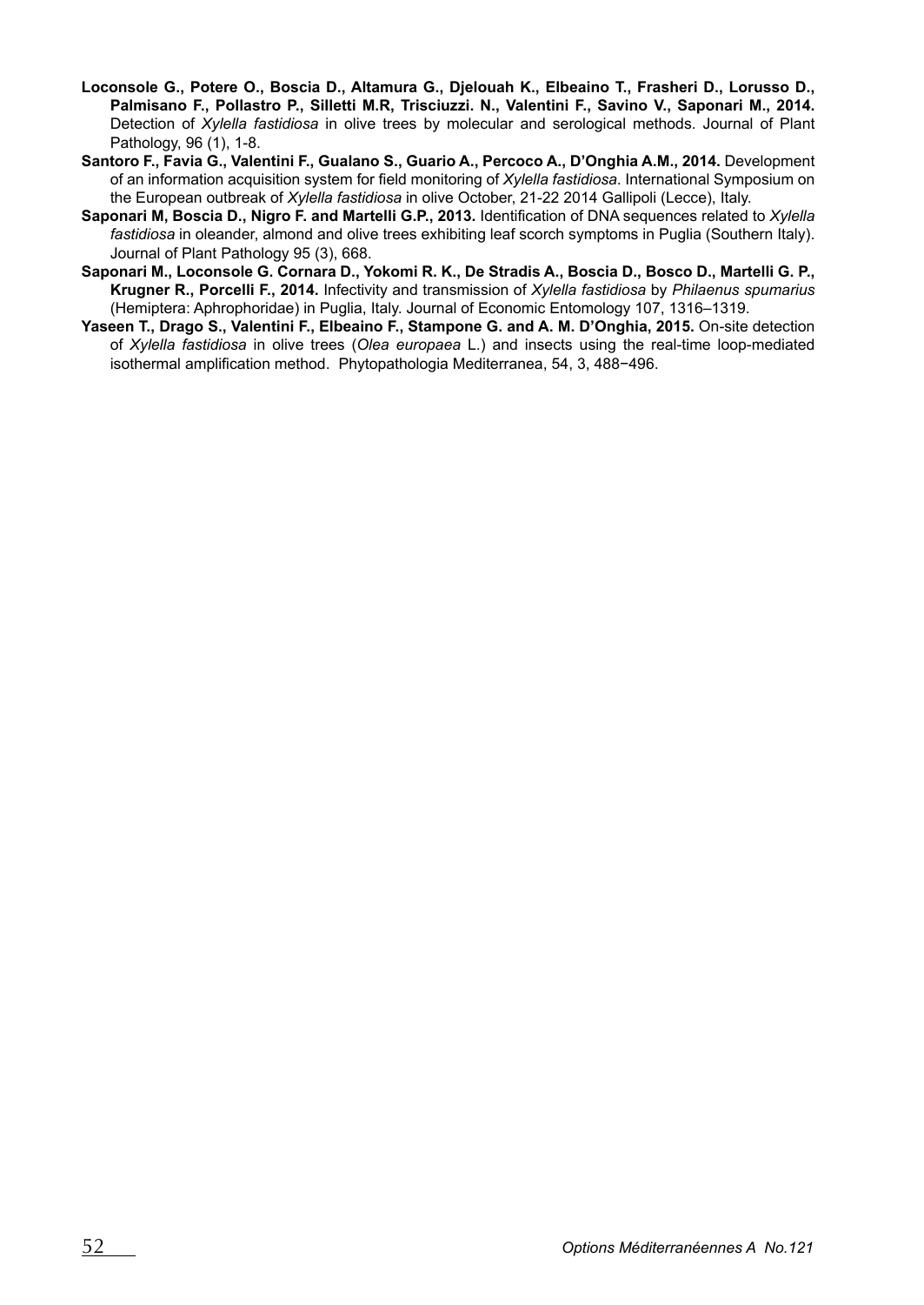**Loconsole G., Potere O., Boscia D., Altamura G., Djelouah K., Elbeaino T., Frasheri D., Lorusso D., Palmisano F., Pollastro P., Silletti M.R, Trisciuzzi. N., Valentini F., Savino V., Saponari M., 2014.** Detection of *Xylella fastidiosa* in olive trees by molecular and serological methods. Journal of Plant Pathology, 96 (1), 1-8.

**Santoro F., Favia G., Valentini F., Gualano S., Guario A., Percoco A., D'Onghia A.M., 2014.** Development of an information acquisition system for field monitoring of *Xylella fastidiosa*. International Symposium on the European outbreak of *Xylella fastidiosa* in olive October, 21-22 2014 Gallipoli (Lecce), Italy.

**Saponari M, Boscia D., Nigro F. and Martelli G.P., 2013.** Identification of DNA sequences related to *Xylella fastidiosa* in oleander, almond and olive trees exhibiting leaf scorch symptoms in Puglia (Southern Italy). Journal of Plant Pathology 95 (3), 668.

**Saponari M., Loconsole G. Cornara D., Yokomi R. K., De Stradis A., Boscia D., Bosco D., Martelli G. P., Krugner R., Porcelli F., 2014.** Infectivity and transmission of *Xylella fastidiosa* by *Philaenus spumarius* (Hemiptera: Aphrophoridae) in Puglia, Italy. Journal of Economic Entomology 107, 1316–1319.

**Yaseen T., Drago S., Valentini F., Elbeaino F., Stampone G. and A. M. D'Onghia, 2015.** On-site detection of *Xylella fastidiosa* in olive trees (*Olea europaea* L.) and insects using the real-time loop-mediated isothermal amplification method. Phytopathologia Mediterranea, 54, 3, 488−496.